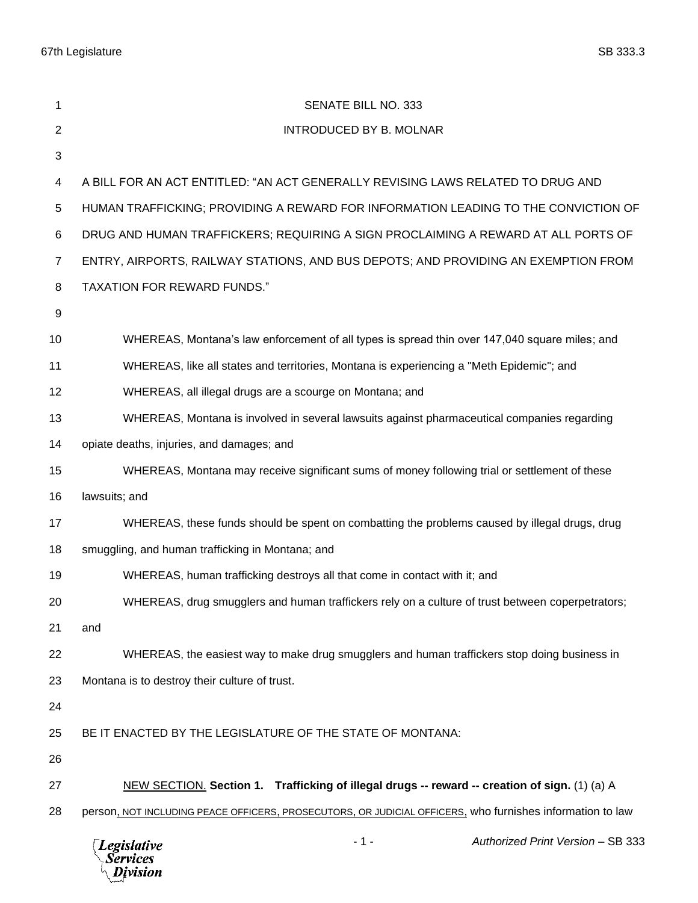SENATE BILL NO. 333

INTRODUCED BY B. MOLNAR

A BILL FOR AN ACT ENTITLED: "AN ACT GENERALLY REVISING LAWS RELATED TO DRUG AND HUMAN TRAFFICKING; PROVIDING A REWARD FOR INFORMATION LEADING TO THE CONVICTION OF DRUG AND HUMAN TRAFFICKERS; REQUIRING A SIGN PROCLAIMING A REWARD AT ALL PORTS OF ENTRY, AIRPORTS, RAILWAY STATIONS, AND BUS DEPOTS; AND PROVIDING AN EXEMPTION FROM TAXATION FOR REWARD FUNDS."

WHEREAS, Montana's law enforcement of all types is spread thin over 147,040 square miles; and

WHEREAS, like all states and territories, Montana is experiencing a "Meth Epidemic"; and

WHEREAS, all illegal drugs are a scourge on Montana; and

WHEREAS, Montana is involved in several lawsuits against pharmaceutical companies regarding opiate deaths, injuries, and damages; and

WHEREAS, Montana may receive significant sums of money following trial or settlement of these lawsuits; and

WHEREAS, these funds should be spent on combatting the problems caused by illegal drugs, drug smuggling, and human trafficking in Montana; and

WHEREAS, human trafficking destroys all that come in contact with it; and

WHEREAS, drug smugglers and human traffickers rely on a culture of trust between coperpetrators; and

WHEREAS, the easiest way to make drug smugglers and human traffickers stop doing business in Montana is to destroy their culture of trust.

BE IT ENACTED BY THE LEGISLATURE OF THE STATE OF MONTANA:

<u>NEW SECTION.</u> **Section 1. Trafficking of illegal drugs -- reward -- creation of sign.** (1) (a) A person, NOT INCLUDING PEACE OFFICERS, PROSECUTORS, OR JUDICIAL OFFICERS, who furnishes information to law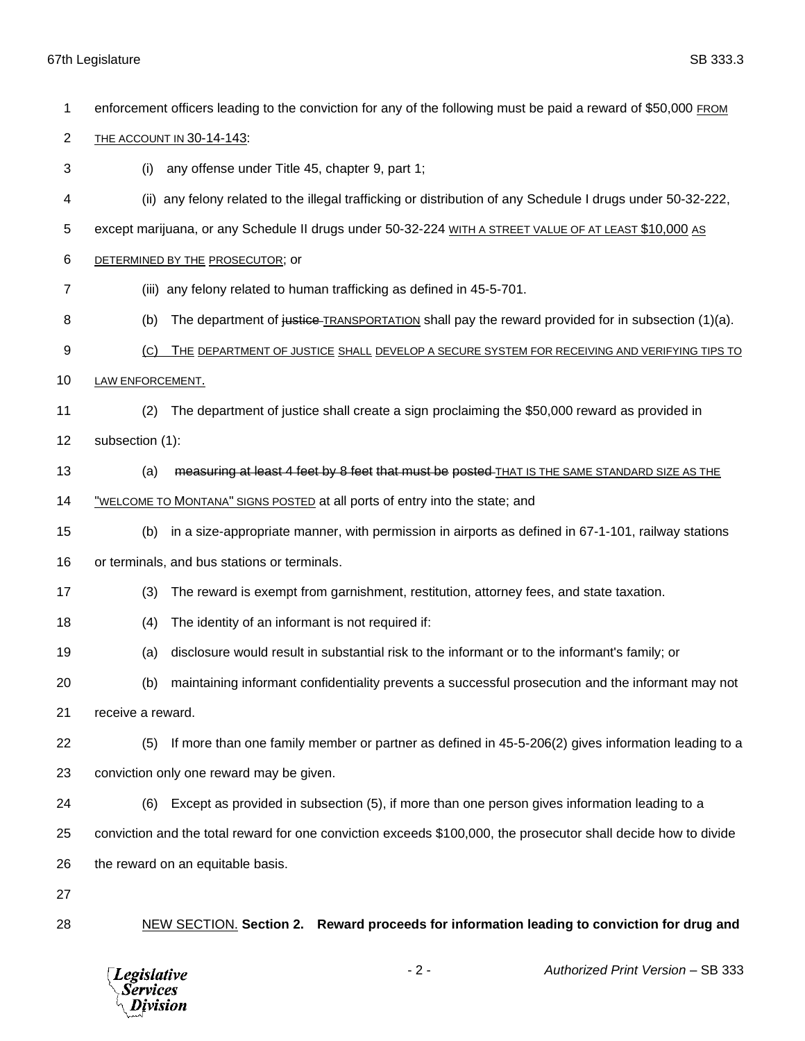enforcement officers leading to the conviction for any of the following must be paid a reward of $50,000 FROM THE ACCOUNT IN 30-14-143:

(i) any offense under Title 45, chapter 9, part 1;

(ii) any felony related to the illegal trafficking or distribution of any Schedule I drugs under 50-32-222, except marijuana, or any Schedule II drugs under 50-32-224 WITH A STREET VALUE OF AT LEAST $10,000 AS DETERMINED BY THE PROSECUTOR; or

(iii) any felony related to human trafficking as defined in 45-5-701.

(b) The department of ~~justice~~ TRANSPORTATION shall pay the reward provided for in subsection (1)(a).

(C) THE DEPARTMENT OF JUSTICE SHALL DEVELOP A SECURE SYSTEM FOR RECEIVING AND VERIFYING TIPS TO LAW ENFORCEMENT.

(2) The department of justice shall create a sign proclaiming the $50,000 reward as provided in subsection (1):

(a) ~~measuring at least 4 feet by 8 feet that must be posted~~ THAT IS THE SAME STANDARD SIZE AS THE "WELCOME TO MONTANA" SIGNS POSTED at all ports of entry into the state; and

(b) in a size-appropriate manner, with permission in airports as defined in 67-1-101, railway stations or terminals, and bus stations or terminals.

(3) The reward is exempt from garnishment, restitution, attorney fees, and state taxation.

(4) The identity of an informant is not required if:

(a) disclosure would result in substantial risk to the informant or to the informant's family; or

(b) maintaining informant confidentiality prevents a successful prosecution and the informant may not receive a reward.

(5) If more than one family member or partner as defined in 45-5-206(2) gives information leading to a conviction only one reward may be given.

(6) Except as provided in subsection (5), if more than one person gives information leading to a conviction and the total reward for one conviction exceeds $100,000, the prosecutor shall decide how to divide the reward on an equitable basis.

NEW SECTION. **Section 2. Reward proceeds for information leading to conviction for drug and**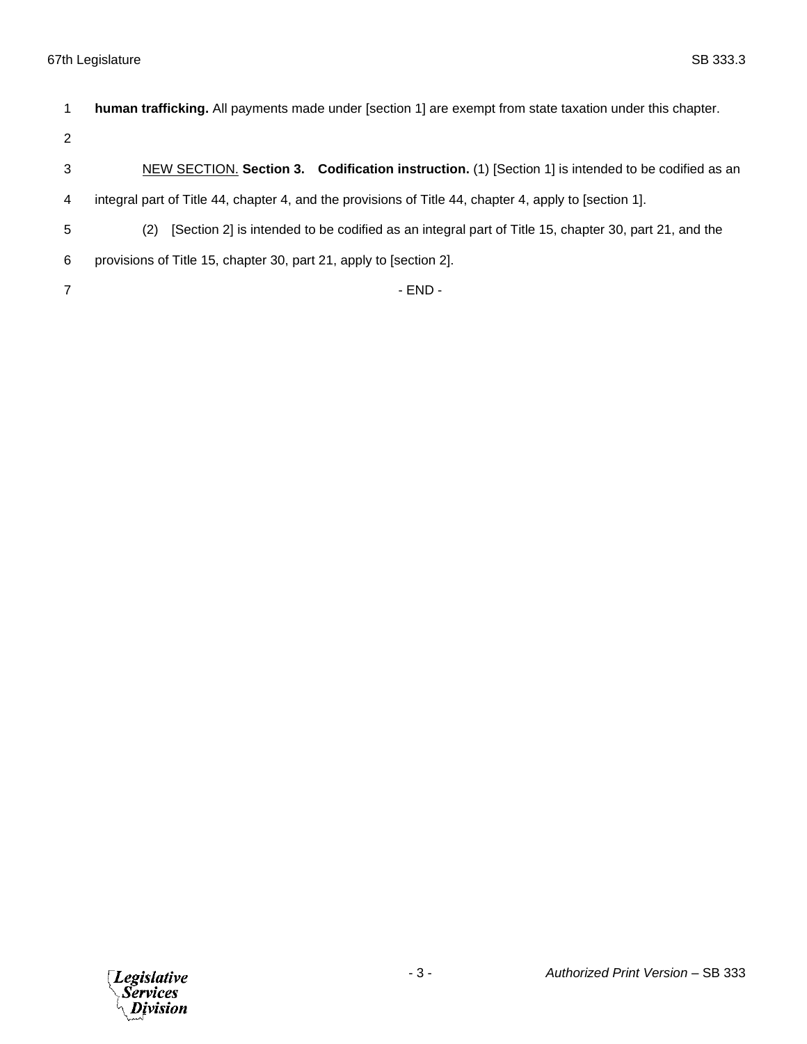**human trafficking.** All payments made under [section 1] are exempt from state taxation under this chapter.

NEW SECTION. **Section 3. Codification instruction.** (1) [Section 1] is intended to be codified as an integral part of Title 44, chapter 4, and the provisions of Title 44, chapter 4, apply to [section 1].

(2) [Section 2] is intended to be codified as an integral part of Title 15, chapter 30, part 21, and the provisions of Title 15, chapter 30, part 21, apply to [section 2].

\- END -